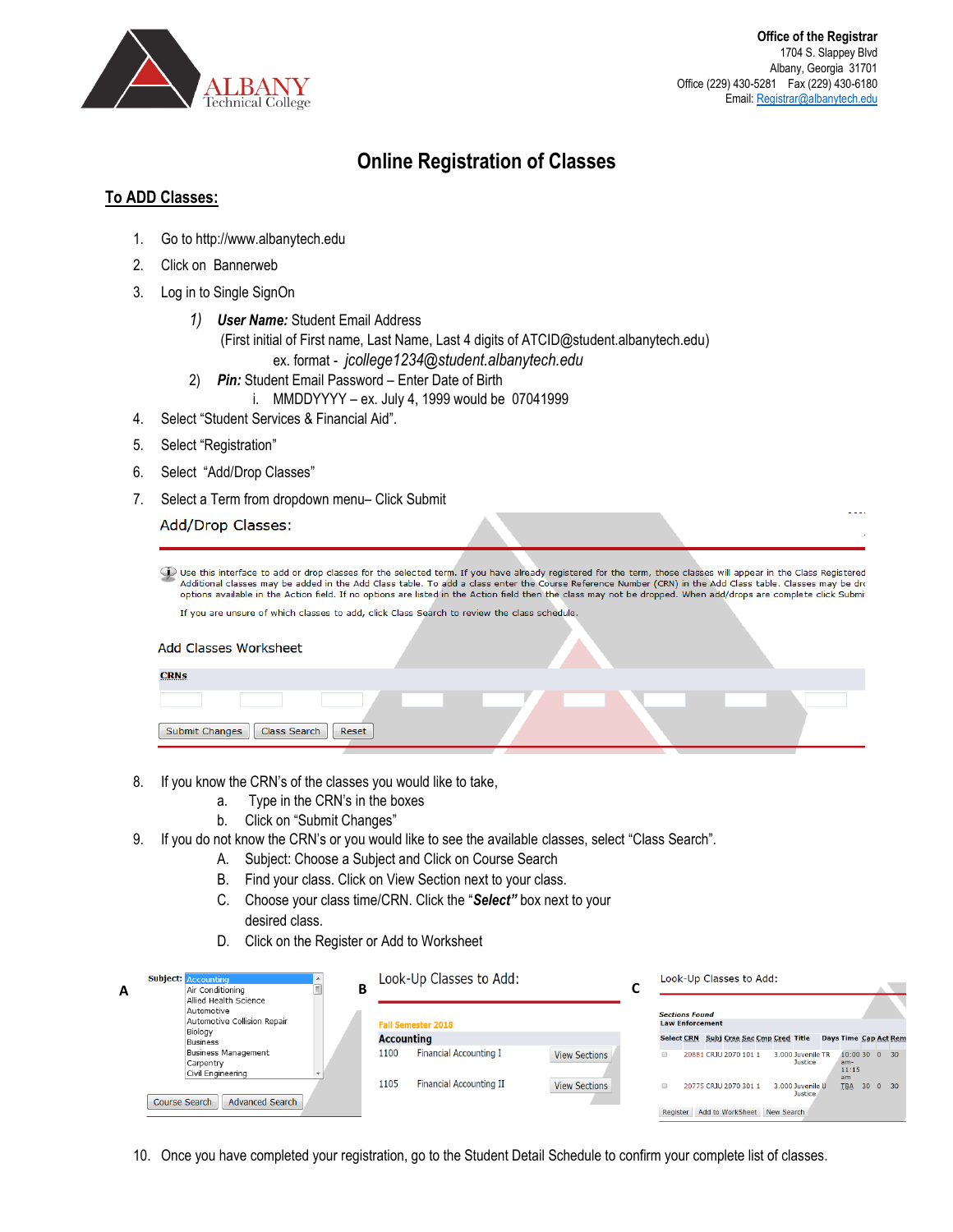Office of the Registrar
1704 S. Slappey Blvd
Albany, Georgia 31701
Office (229) 430-5281 Fax (229) 430-6180
Email: Registrar@albanytech.edu

# Online Registration of Classes

## To ADD Classes:

1. Go to http://www.albanytech.edu
2. Click on Bannerweb
3. Log in to Single SignOn
   1) ***User Name:*** Student Email Address
      (First initial of First name, Last Name, Last 4 digits of ATCID@student.albanytech.edu)
      ex. format - *jcollege1234@student.albanytech.edu*
   2) ***Pin:*** Student Email Password – Enter Date of Birth
      i. MMDDYYYY – ex. July 4, 1999 would be 07041999
4. Select "Student Services & Financial Aid".
5. Select "Registration"
6. Select "Add/Drop Classes"
7. Select a Term from dropdown menu– Click Submit

Add/Drop Classes:

Use this interface to add or drop classes for the selected term. If you have already registered for the term, those classes will appear in the Class Registered Additional classes may be added in the Add Class table. To add a class enter the Course Reference Number (CRN) in the Add Class table. Classes may be dr options available in the Action field. If no options are listed in the Action field then the class may not be dropped. When add/drops are complete click Submi

If you are unsure of which classes to add, click Class Search to review the class schedule.

Add Classes Worksheet

CRNs

Submit Changes | Class Search | Reset

8. If you know the CRN's of the classes you would like to take,
   a. Type in the CRN's in the boxes
   b. Click on "Submit Changes"
9. If you do not know the CRN's or you would like to see the available classes, select "Class Search".
   A. Subject: Choose a Subject and Click on Course Search
   B. Find your class. Click on View Section next to your class.
   C. Choose your class time/CRN. Click the "***Select***" box next to your desired class.
   D. Click on the Register or Add to Worksheet

**A**

Subject: Accounting, Air Conditioning, Allied Health Science, Automotive, Automotive Collision Repair, Biology, Business, Business Management, Carpentry, Civil Engineering

Course Search | Advanced Search

**B**

Look-Up Classes to Add:

Fall Semester 2018

**Accounting**

| | | |
|---|---|---|
| 1100 | Financial Accounting I | View Sections |
| 1105 | Financial Accounting II | View Sections |

**C**

Look-Up Classes to Add:

Sections Found
Law Enforcement

| Select | CRN | Subj | Crse | Sec | Cmp | Cred | Title | Days | Time | Cap | Act | Rem |
|---|---|---|---|---|---|---|---|---|---|---|---|---|
| | 20881 | CRJU | 2070 | 101 | 1 | 3.000 | Juvenile Justice | TR | 10:00 am-11:15 am | 30 | 0 | 30 |
| | 20775 | CRJU | 2070 | 301 | 1 | 3.000 | Juvenile Justice | U | TBA | 30 | 0 | 30 |

Register | Add to WorkSheet | New Search

10. Once you have completed your registration, go to the Student Detail Schedule to confirm your complete list of classes.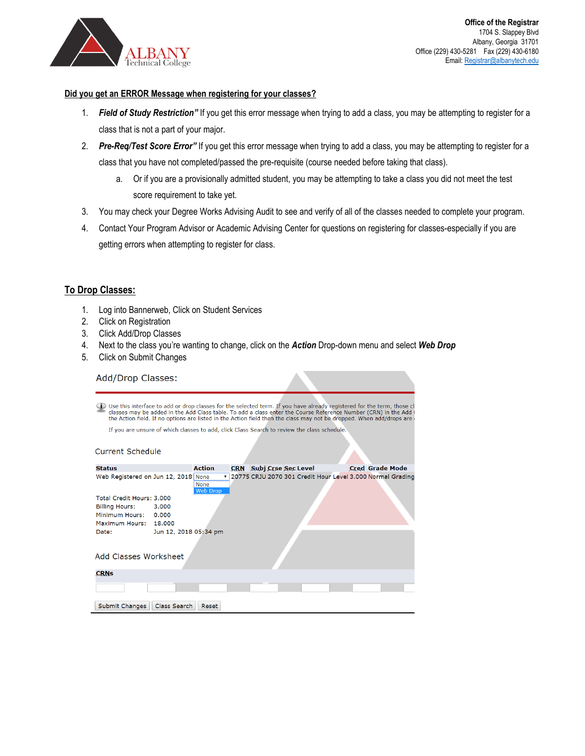**Office of the Registrar**
1704 S. Slappey Blvd
Albany, Georgia 31701
Office (229) 430-5281 Fax (229) 430-6180
Email: Registrar@albanytech.edu

## Did you get an ERROR Message when registering for your classes?

1. ***Field of Study Restriction"*** If you get this error message when trying to add a class, you may be attempting to register for a class that is not a part of your major.
2. ***Pre-Req/Test Score Error"*** If you get this error message when trying to add a class, you may be attempting to register for a class that you have not completed/passed the pre-requisite (course needed before taking that class).
   a. Or if you are a provisionally admitted student, you may be attempting to take a class you did not meet the test score requirement to take yet.
3. You may check your Degree Works Advising Audit to see and verify of all of the classes needed to complete your program.
4. Contact Your Program Advisor or Academic Advising Center for questions on registering for classes-especially if you are getting errors when attempting to register for class.

## To Drop Classes:

1. Log into Bannerweb, Click on Student Services
2. Click on Registration
3. Click Add/Drop Classes
4. Next to the class you're wanting to change, click on the ***Action*** Drop-down menu and select ***Web Drop***
5. Click on Submit Changes

Add/Drop Classes:

Use this interface to add or drop classes for the selected term. If you have already registered for the term, those cl classes may be added in the Add Class table. To add a class enter the Course Reference Number (CRN) in the Add the Action field. If no options are listed in the Action field then the class may not be dropped. When add/drops are

If you are unsure of which classes to add, click Class Search to review the class schedule.

Current Schedule

| Status | Action | CRN | Subj | Crse | Sec | Level | Cred | Grade Mode |
|---|---|---|---|---|---|---|---|---|
| Web Registered on Jun 12, 2018 | None (None / Web Drop) | 20775 | CRJU | 2070 | 301 | Credit Hour Level | 3.000 | Normal Grading |

Total Credit Hours: 3.000
Billing Hours: 3.000
Minimum Hours: 0.000
Maximum Hours: 18.000
Date: Jun 12, 2018 05:34 pm

Add Classes Worksheet

CRNs

Submit Changes | Class Search | Reset